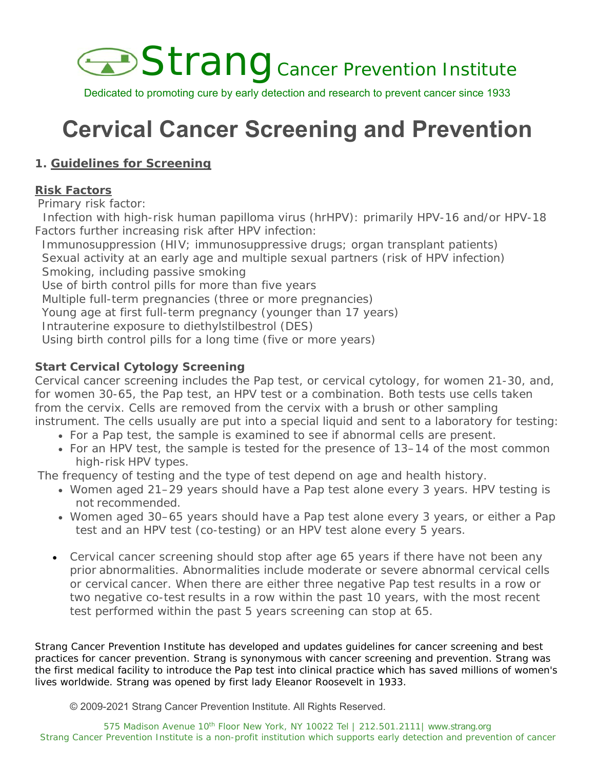# Strang Cancer Prevention Institute

Dedicated to promoting cure by early detection and research to prevent cancer since 1933

# Cervical Cancer Screening and Prevention

## 1. Guidelines for Screening

### Risk Factors

Primary risk factor:

Infection with high-risk human papilloma virus (hrHPV): primarily HPV-16 and/or HPV-18

Factors further increasing risk after HPV infection:

Immunosuppression (HIV; immunosuppressive drugs; organ transplant patients)

Sexual activity at an early age and multiple sexual partners (risk of HPV infection)

Smoking, including passive smoking

Use of birth control pills for more than five years

Multiple full-term pregnancies (three or more pregnancies)

Young age at first full-term pregnancy (younger than 17 years)

Intrauterine exposure to diethylstilbestrol (DES)

Using birth control pills for a long time (five or more years)

### Start Cervical Cytology Screening

Cervical cancer screening includes the Pap test, or cervical cytology, for women 21-30, and, for women 30-65, the Pap test, an HPV test or a combination. Both tests use cells taken from the cervix. Cells are removed from the cervix with a brush or other sampling instrument. The cells usually are put into a special liquid and sent to a laboratory for testing:

- For a Pap test, the sample is examined to see if abnormal cells are present.
- For an HPV test, the sample is tested for the presence of 13–14 of the most common high-risk HPV types.

The frequency of testing and the type of test depend on age and health history.

- Women aged 21–29 years should have a Pap test alone every 3 years. HPV testing is not recommended.
- Women aged 30–65 years should have a Pap test alone every 3 years, or either a Pap test and an HPV test (co-testing) or an HPV test alone every 5 years.

- Cervical cancer screening should stop after age 65 years if there have not been any prior abnormalities. Abnormalities include moderate or severe abnormal cervical cells or cervical cancer. When there are either three negative Pap test results in a row or two negative co-test results in a row within the past 10 years, with the most recent test performed within the past 5 years screening can stop at 65.

Strang Cancer Prevention Institute has developed and updates guidelines for cancer screening and best practices for cancer prevention. Strang is synonymous with cancer screening and prevention. Strang was the first medical facility to introduce the Pap test into clinical practice which has saved millions of women's lives worldwide. Strang was opened by first lady Eleanor Roosevelt in 1933.

© 2009-2021 Strang Cancer Prevention Institute. All Rights Reserved.

575 Madison Avenue 10th Floor New York, NY 10022 Tel | 212.501.2111| www.strang.org

Strang Cancer Prevention Institute is a non-profit institution which supports early detection and prevention of cancer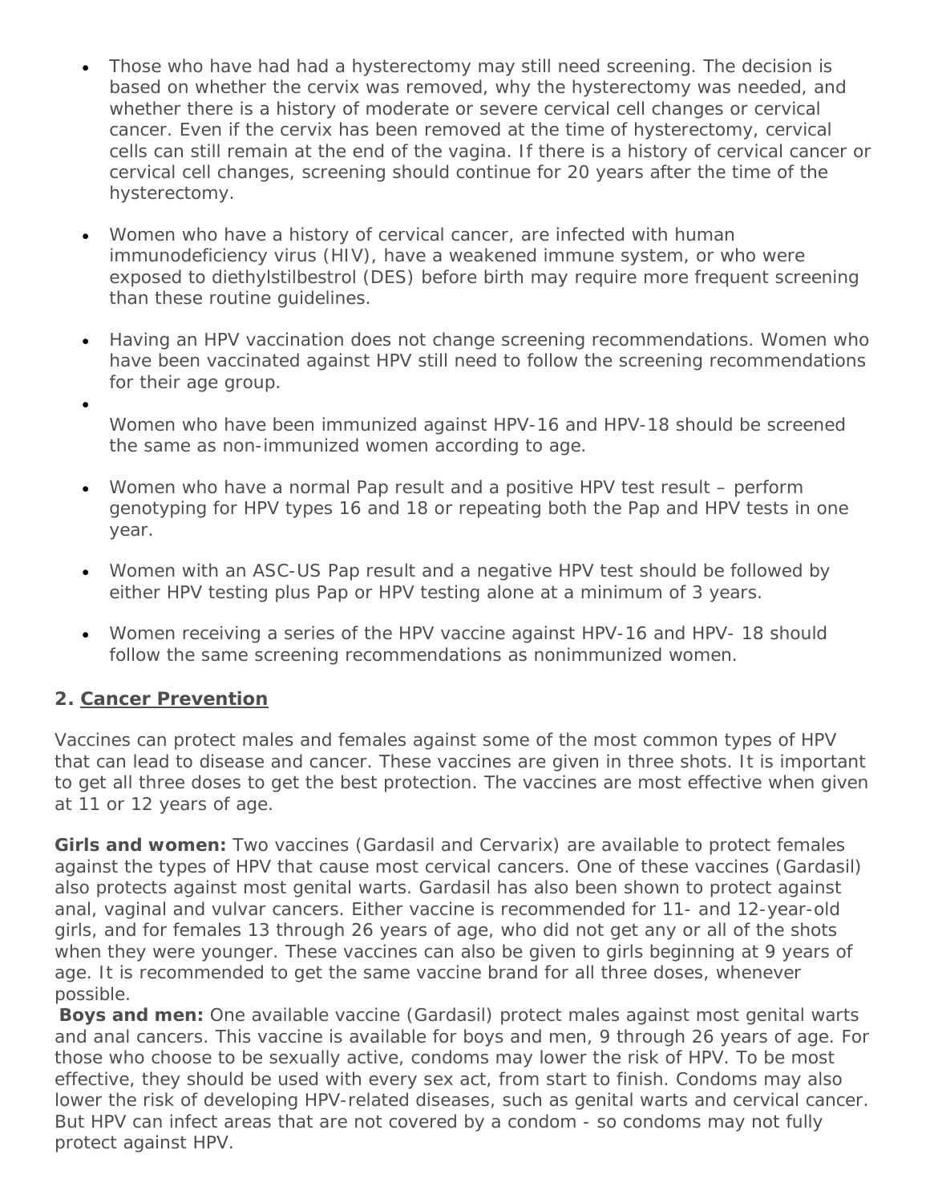- Those who have had had a hysterectomy may still need screening. The decision is based on whether the cervix was removed, why the hysterectomy was needed, and whether there is a history of moderate or severe cervical cell changes or cervical cancer. Even if the cervix has been removed at the time of hysterectomy, cervical cells can still remain at the end of the vagina. If there is a history of cervical cancer or cervical cell changes, screening should continue for 20 years after the time of the hysterectomy.

- Women who have a history of cervical cancer, are infected with human immunodeficiency virus (HIV), have a weakened immune system, or who were exposed to diethylstilbestrol (DES) before birth may require more frequent screening than these routine guidelines.

- Having an HPV vaccination does not change screening recommendations. Women who have been vaccinated against HPV still need to follow the screening recommendations for their age group.

- Women who have been immunized against HPV-16 and HPV-18 should be screened the same as non-immunized women according to age.

- Women who have a normal Pap result and a positive HPV test result – perform genotyping for HPV types 16 and 18 or repeating both the Pap and HPV tests in one year.

- Women with an ASC-US Pap result and a negative HPV test should be followed by either HPV testing plus Pap or HPV testing alone at a minimum of 3 years.

- Women receiving a series of the HPV vaccine against HPV-16 and HPV- 18 should follow the same screening recommendations as nonimmunized women.

## 2. Cancer Prevention

Vaccines can protect males and females against some of the most common types of HPV that can lead to disease and cancer. These vaccines are given in three shots. It is important to get all three doses to get the best protection. The vaccines are most effective when given at 11 or 12 years of age.

**Girls and women:** Two vaccines (Gardasil and Cervarix) are available to protect females against the types of HPV that cause most cervical cancers. One of these vaccines (Gardasil) also protects against most genital warts. Gardasil has also been shown to protect against anal, vaginal and vulvar cancers. Either vaccine is recommended for 11- and 12-year-old girls, and for females 13 through 26 years of age, who did not get any or all of the shots when they were younger. These vaccines can also be given to girls beginning at 9 years of age. It is recommended to get the same vaccine brand for all three doses, whenever possible.

**Boys and men:** One available vaccine (Gardasil) protect males against most genital warts and anal cancers. This vaccine is available for boys and men, 9 through 26 years of age. For those who choose to be sexually active, condoms may lower the risk of HPV. To be most effective, they should be used with every sex act, from start to finish. Condoms may also lower the risk of developing HPV-related diseases, such as genital warts and cervical cancer. But HPV can infect areas that are not covered by a condom - so condoms may not fully protect against HPV.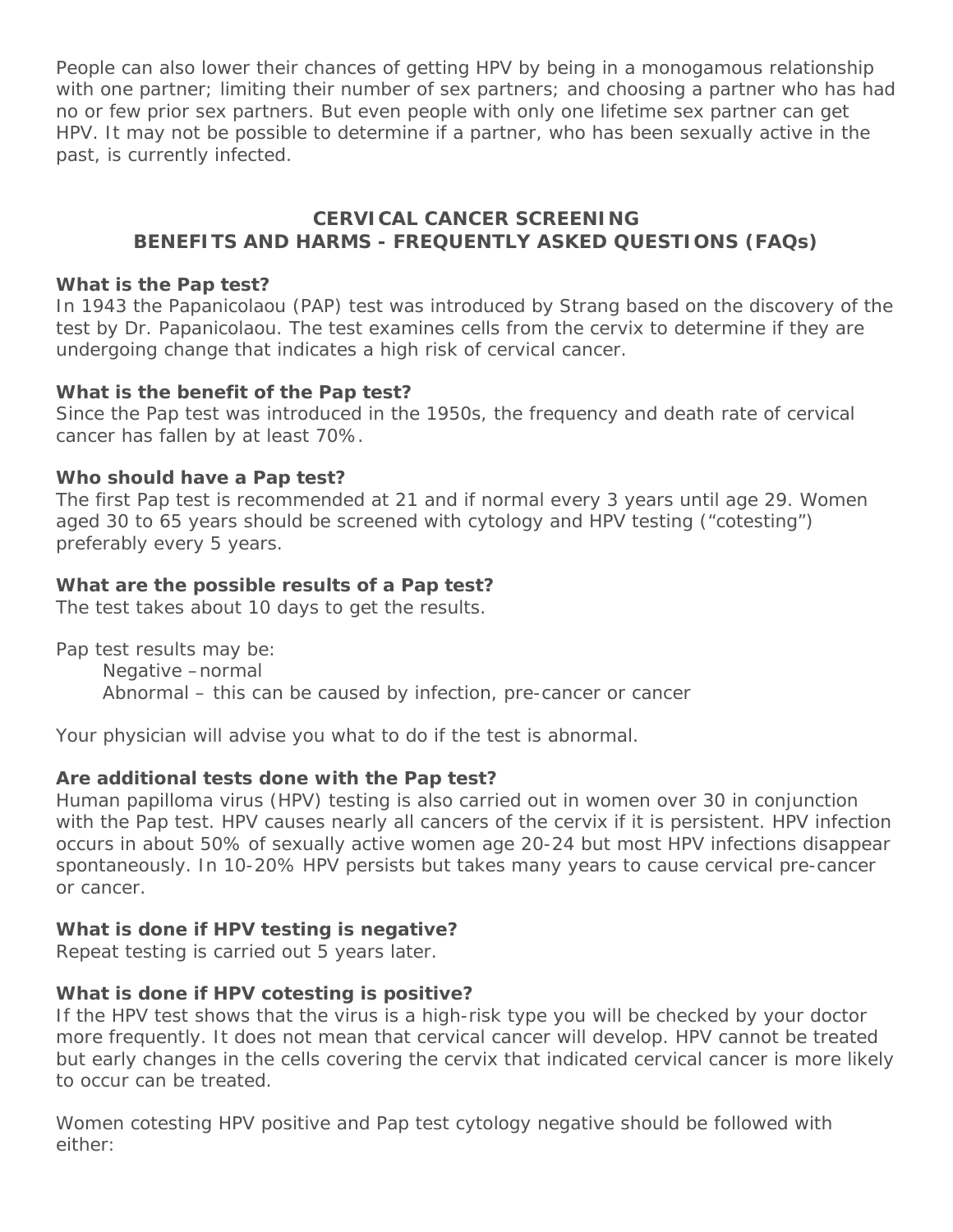People can also lower their chances of getting HPV by being in a monogamous relationship with one partner; limiting their number of sex partners; and choosing a partner who has had no or few prior sex partners. But even people with only one lifetime sex partner can get HPV. It may not be possible to determine if a partner, who has been sexually active in the past, is currently infected.

## CERVICAL CANCER SCREENING
## BENEFITS AND HARMS - FREQUENTLY ASKED QUESTIONS (FAQs)

**What is the Pap test?**
In 1943 the Papanicolaou (PAP) test was introduced by Strang based on the discovery of the test by Dr. Papanicolaou. The test examines cells from the cervix to determine if they are undergoing change that indicates a high risk of cervical cancer.

**What is the benefit of the Pap test?**
Since the Pap test was introduced in the 1950s, the frequency and death rate of cervical cancer has fallen by at least 70%.

**Who should have a Pap test?**
The first Pap test is recommended at 21 and if normal every 3 years until age 29. Women aged 30 to 65 years should be screened with cytology and HPV testing ("cotesting") preferably every 5 years.

**What are the possible results of a Pap test?**
The test takes about 10 days to get the results.

Pap test results may be:

- Negative – normal
- Abnormal – this can be caused by infection, pre-cancer or cancer

Your physician will advise you what to do if the test is abnormal.

**Are additional tests done with the Pap test?**
Human papilloma virus (HPV) testing is also carried out in women over 30 in conjunction with the Pap test. HPV causes nearly all cancers of the cervix if it is persistent. HPV infection occurs in about 50% of sexually active women age 20-24 but most HPV infections disappear spontaneously. In 10-20% HPV persists but takes many years to cause cervical pre-cancer or cancer.

**What is done if HPV testing is negative?**
Repeat testing is carried out 5 years later.

**What is done if HPV cotesting is positive?**
If the HPV test shows that the virus is a high-risk type you will be checked by your doctor more frequently. It does not mean that cervical cancer will develop. HPV cannot be treated but early changes in the cells covering the cervix that indicated cervical cancer is more likely to occur can be treated.

Women cotesting HPV positive and Pap test cytology negative should be followed with either: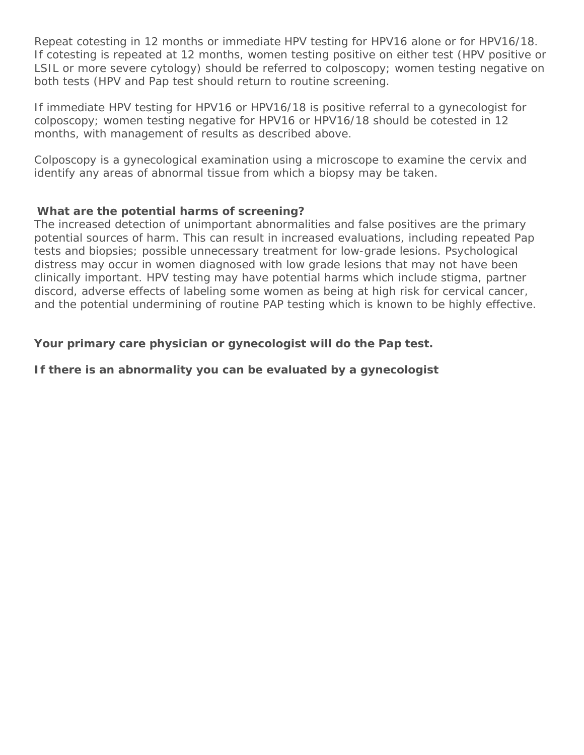Repeat cotesting in 12 months or immediate HPV testing for HPV16 alone or for HPV16/18. If cotesting is repeated at 12 months, women testing positive on either test (HPV positive or LSIL or more severe cytology) should be referred to colposcopy; women testing negative on both tests (HPV and Pap test should return to routine screening.

If immediate HPV testing for HPV16 or HPV16/18 is positive referral to a gynecologist for colposcopy; women testing negative for HPV16 or HPV16/18 should be cotested in 12 months, with management of results as described above.

Colposcopy is a gynecological examination using a microscope to examine the cervix and identify any areas of abnormal tissue from which a biopsy may be taken.

**What are the potential harms of screening?**

The increased detection of unimportant abnormalities and false positives are the primary potential sources of harm. This can result in increased evaluations, including repeated Pap tests and biopsies; possible unnecessary treatment for low-grade lesions. Psychological distress may occur in women diagnosed with low grade lesions that may not have been clinically important. HPV testing may have potential harms which include stigma, partner discord, adverse effects of labeling some women as being at high risk for cervical cancer, and the potential undermining of routine PAP testing which is known to be highly effective.

**Your primary care physician or gynecologist will do the Pap test.**

**If there is an abnormality you can be evaluated by a gynecologist**